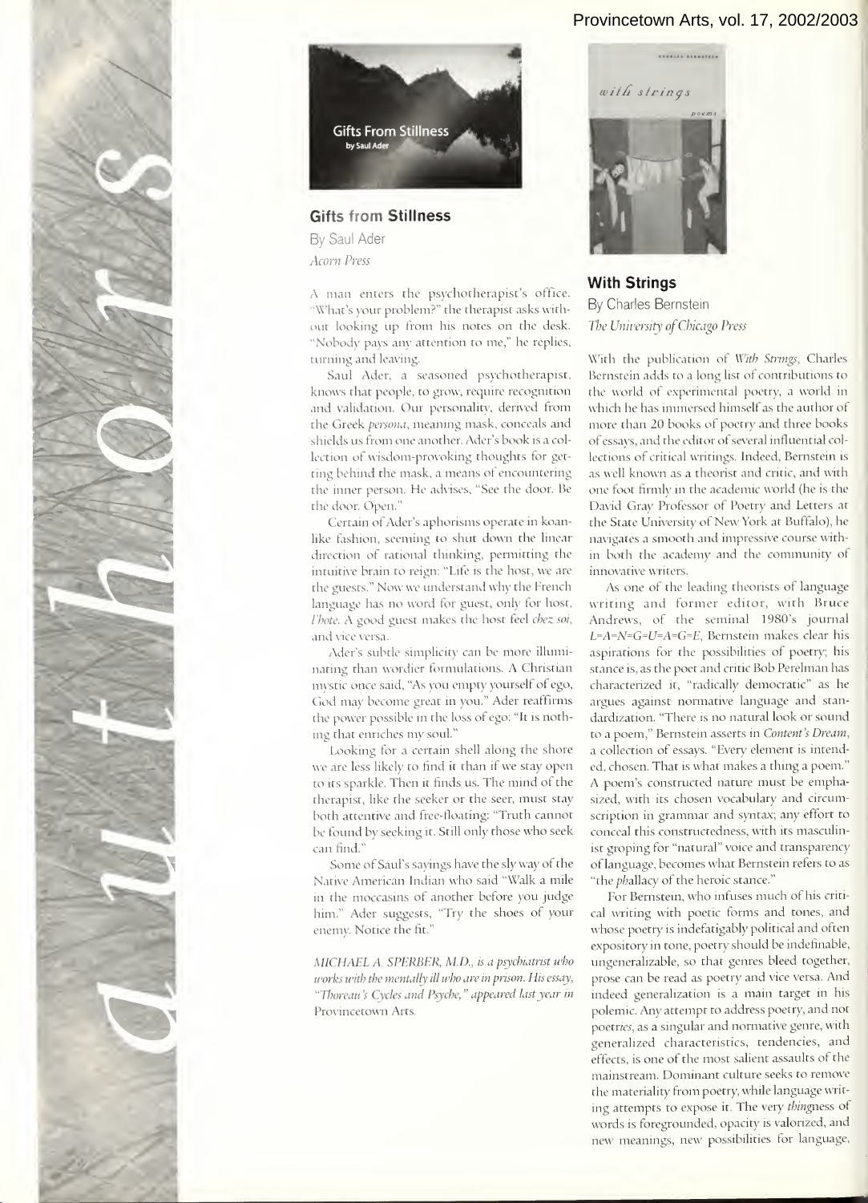## Gifts from Stillness

By Saul Ader

*Acorn Press*

A man enters the psychotherapist's office. "What's your problem?" the therapist asks without looking up from his notes on the desk. "Nobody pays any attention to me," he replies, turning and leaving.

Saul Ader, a seasoned psychotherapist, knows that people, to grow, require recognition and validation. Our personality, derived from the Greek *persona*, meaning mask, conceals and shields us from one another. Ader's book is a collection of wisdom-provoking thoughts for getting behind the mask, a means of encountering the inner person. He advises, "See the door. Be the door. Open."

Certain of Ader's aphorisms operate in koan-like fashion, seeming to shut down the linear direction of rational thinking, permitting the intuitive brain to reign: "Life is the host, we are the guests." Now we understand why the French language has no word for guest, only for host, *l'hote*. A good guest makes the host feel *chez soi*, and vice versa.

Ader's subtle simplicity can be more illuminating than wordier formulations. A Christian mystic once said, "As you empty yourself of ego, God may become great in you." Ader reaffirms the power possible in the loss of ego: "It is nothing that enriches my soul."

Looking for a certain shell along the shore we are less likely to find it than if we stay open to its sparkle. Then it finds us. The mind of the therapist, like the seeker or the seer, must stay both attentive and free-floating: "Truth cannot be found by seeking it. Still only those who seek can find."

Some of Saul's sayings have the sly way of the Native American Indian who said "Walk a mile in the moccasins of another before you judge him." Ader suggests, "Try the shoes of your enemy. Notice the fit."

*MICHAEL A. SPERBER, M.D., is a psychiatrist who works with the mentally ill who are in prison. His essay, "Thoreau's Cycles and Psyche," appeared last year in* Provincetown Arts.

## With Strings

By Charles Bernstein

*The University of Chicago Press*

With the publication of *With Strings*, Charles Bernstein adds to a long list of contributions to the world of experimental poetry, a world in which he has immersed himself as the author of more than 20 books of poetry and three books of essays, and the editor of several influential collections of critical writings. Indeed, Bernstein is as well known as a theorist and critic, and with one foot firmly in the academic world (he is the David Gray Professor of Poetry and Letters at the State University of New York at Buffalo), he navigates a smooth and impressive course within both the academy and the community of innovative writers.

As one of the leading theorists of language writing and former editor, with Bruce Andrews, of the seminal 1980's journal *L=A=N=G=U=A=G=E*, Bernstein makes clear his aspirations for the possibilities of poetry; his stance is, as the poet and critic Bob Perelman has characterized it, "radically democratic" as he argues against normative language and standardization. "There is no natural look or sound to a poem," Bernstein asserts in *Content's Dream*, a collection of essays. "Every element is intended, chosen. That is what makes a thing a poem." A poem's constructed nature must be emphasized, with its chosen vocabulary and circumscription in grammar and syntax; any effort to conceal this constructedness, with its masculinist groping for "natural" voice and transparency of language, becomes what Bernstein refers to as "the *ph*allacy of the heroic stance."

For Bernstein, who infuses much of his critical writing with poetic forms and tones, and whose poetry is indefatigably political and often expository in tone, poetry should be indefinable, ungeneralizable, so that genres bleed together, prose can be read as poetry and vice versa. And indeed generalization is a main target in his polemic. Any attempt to address poetry, and not poet*ries*, as a singular and normative genre, with generalized characteristics, tendencies, and effects, is one of the most salient assaults of the mainstream. Dominant culture seeks to remove the materiality from poetry, while language writing attempts to expose it. The very *thing*ness of words is foregrounded, opacity is valorized, and new meanings, new possibilities for language,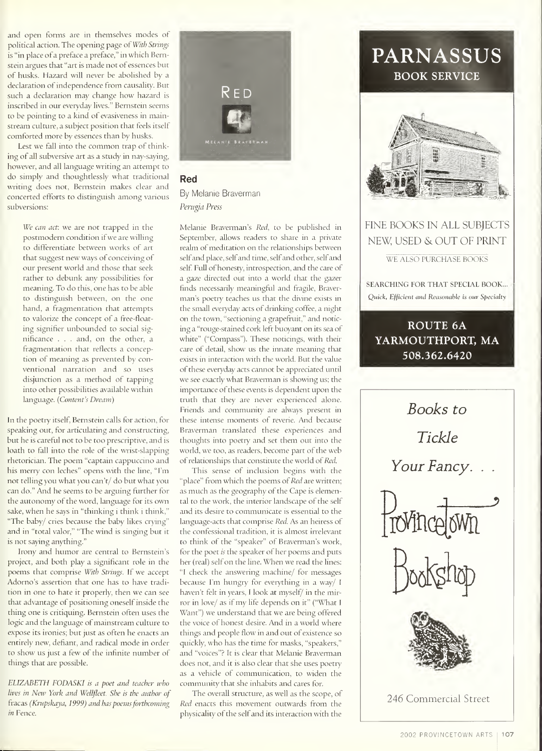and open forms are in themselves modes of political action. The opening page of *With Strings* is "in place of a preface a preface," in which Bernstein argues that "art is made not of essences but of husks. Hazard will never be abolished by a declaration of independence from causality. But such a declaration may change how hazard is inscribed in our everyday lives." Bernstein seems to be pointing to a kind of evasiveness in mainstream culture, a subject position that feels itself comforted more by essences than by husks.

Lest we fall into the common trap of thinking of all subversive art as a study in nay-saying, however, and all language writing an attempt to do simply and thoughtlessly what traditional writing does not, Bernstein makes clear and concerted efforts to distinguish among various subversions:

> *We can act*: we are not trapped in the postmodern condition if we are willing to differentiate between works of art that suggest new ways of conceiving of our present world and those that seek rather to debunk any possibilities for meaning. To do this, one has to be able to distinguish between, on the one hand, a fragmentation that attempts to valorize the concept of a free-floating signifier unbounded to social significance . . . and, on the other, a fragmentation that reflects a conception of meaning as prevented by conventional narration and so uses disjunction as a method of tapping into other possibilities available within language. (*Content's Dream*)

In the poetry itself, Bernstein calls for action, for speaking out, for articulating and constructing, but he is careful not to be too prescriptive, and is loath to fall into the role of the wrist-slapping rhetorician. The poem "captain cappuccino and his merry con leches" opens with the line, "I'm not telling you what you can't/ do but what you can do." And he seems to be arguing further for the autonomy of the word, language for its own sake, when he says in "thinking i think i think," "The baby/ cries because the baby likes crying" and in "total valor," "The wind is singing but it is not saying anything."

Irony and humor are central to Bernstein's project, and both play a significant role in the poems that comprise *With Strings*. If we accept Adorno's assertion that one has to have tradition in one to hate it properly, then we can see that advantage of positioning oneself inside the thing one is critiquing. Bernstein often uses the logic and the language of mainstream culture to expose its ironies; but just as often he enacts an entirely new, defiant, and radical mode in order to show us just a few of the infinite number of things that are possible.

*ELIZABETH FODASKI is a poet and teacher who lives in New York and Wellfleet. She is the author of* fracas *(Krupskaya, 1999) and has poems forthcoming in* Fence.

RED

MELANIE BRAVERMAN

**Red**

By Melanie Braverman

*Perugia Press*

Melanie Braverman's *Red*, to be published in September, allows readers to share in a private realm of meditation on the relationships between self and place, self and time, self and other, self and self. Full of honesty, introspection, and the care of a gaze directed out into a world that the gazer finds necessarily meaningful and fragile, Braverman's poetry teaches us that the divine exists in the small everyday acts of drinking coffee, a night on the town, "sectioning a grapefruit," and noticing a "rouge-stained cork left buoyant on its sea of white" ("Compass"). These noticings, with their care of detail, show us the innate meaning that exists in interaction with the world. But the value of these everyday acts cannot be appreciated until we see exactly what Braverman is showing us; the importance of these events is dependent upon the truth that they are never experienced alone. Friends and community are always present in these intense moments of reverie. And because Braverman translated these experiences and thoughts into poetry and set them out into the world, we too, as readers, become part of the web of relationships that constitute the world of *Red*.

This sense of inclusion begins with the "place" from which the poems of *Red* are written; as much as the geography of the Cape is elemental to the work, the interior landscape of the self and its desire to communicate is essential to the language-acts that comprise *Red*. As an heiress of the confessional tradition, it is almost irrelevant to think of the "speaker" of Braverman's work, for the poet *is* the speaker of her poems and puts her (real) self on the line. When we read the lines: "I check the answering machine/ for messages because I'm hungry for everything in a way/ I haven't felt in years, I look at myself/ in the mirror in love/ as if my life depends on it" ("What I Want") we understand that we are being offered the voice of honest desire. And in a world where things and people flow in and out of existence so quickly, who has the time for masks, "speakers," and "voices"? It is clear that Melanie Braverman does not, and it is also clear that she uses poetry as a vehicle of communication, to widen the community that she inhabits and cares for.

The overall structure, as well as the scope, of *Red* enacts this movement outwards from the physicality of the self and its interaction with the

**PARNASSUS**

**BOOK SERVICE**

FINE BOOKS IN ALL SUBJECTS
NEW, USED & OUT OF PRINT

WE ALSO PURCHASE BOOKS

SEARCHING FOR THAT SPECIAL BOOK...
*Quick, Efficient and Reasonable is our Specialty*

**ROUTE 6A**
**YARMOUTHPORT, MA**
**508.362.6420**

*Books to*

*Tickle*

*Your Fancy. . .*

Provincetown Bookshop

246 Commercial Street